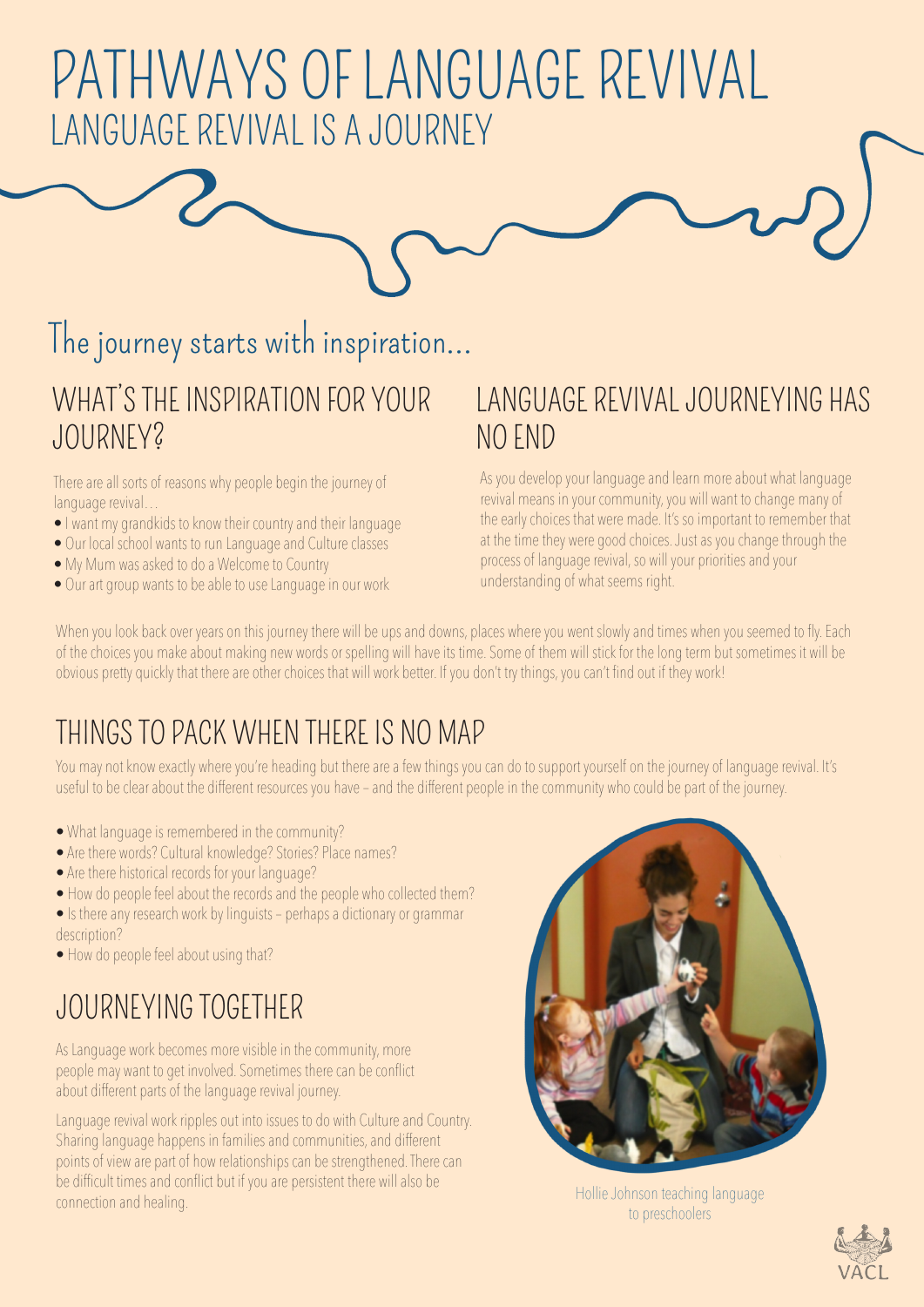# PATHWAYS OF LANGUAGE REVIVAL

## LANGUAGE REVIVAL IS A JOURNEY

## The journey starts with inspiration...

### WHAT'S THE INSPIRATION FOR YOUR JOURNEY?

There are all sorts of reasons why people begin the journey of language revival…

- I want my grandkids to know their country and their language
- Our local school wants to run Language and Culture classes
- My Mum was asked to do a Welcome to Country
- Our art group wants to be able to use Language in our work

### LANGUAGE REVIVAL JOURNEYING HAS NO END

As you develop your language and learn more about what language revival means in your community, you will want to change many of the early choices that were made. It's so important to remember that at the time they were good choices. Just as you change through the process of language revival, so will your priorities and your understanding of what seems right.

When you look back over years on this journey there will be ups and downs, places where you went slowly and times when you seemed to fly. Each of the choices you make about making new words or spelling will have its time. Some of them will stick for the long term but sometimes it will be obvious pretty quickly that there are other choices that will work better. If you don't try things, you can't find out if they work!

### THINGS TO PACK WHEN THERE IS NO MAP

You may not know exactly where you're heading but there are a few things you can do to support yourself on the journey of language revival. It's useful to be clear about the different resources you have – and the different people in the community who could be part of the journey.

- What language is remembered in the community?
- Are there words? Cultural knowledge? Stories? Place names?
- Are there historical records for your language?
- How do people feel about the records and the people who collected them?
- Is there any research work by linguists – perhaps a dictionary or grammar description?
- How do people feel about using that?

### JOURNEYING TOGETHER

As Language work becomes more visible in the community, more people may want to get involved. Sometimes there can be conflict about different parts of the language revival journey.

Language revival work ripples out into issues to do with Culture and Country. Sharing language happens in families and communities, and different points of view are part of how relationships can be strengthened. There can be difficult times and conflict but if you are persistent there will also be connection and healing.

Hollie Johnson teaching language to preschoolers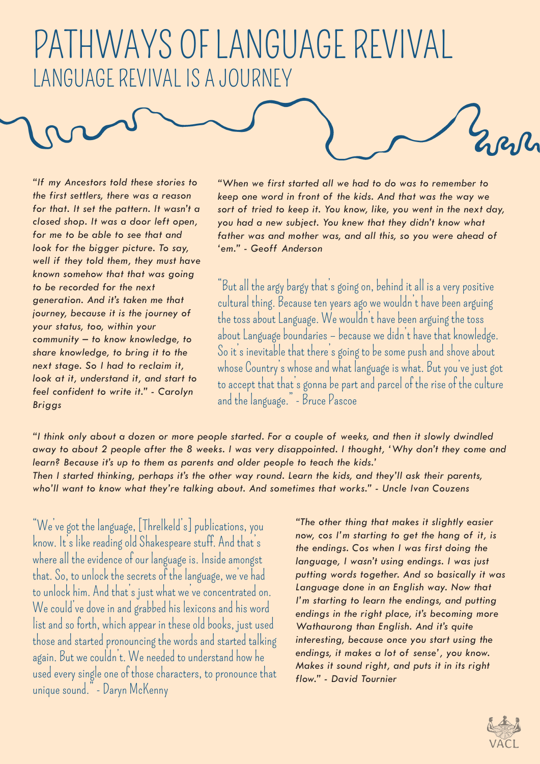# PATHWAYS OF LANGUAGE REVIVAL

## LANGUAGE REVIVAL IS A JOURNEY

*"If my Ancestors told these stories to the first settlers, there was a reason for that. It set the pattern. It wasn't a closed shop. It was a door left open, for me to be able to see that and look for the bigger picture. To say, well if they told them, they must have known somehow that that was going to be recorded for the next generation. And it's taken me that journey, because it is the journey of your status, too, within your community – to know knowledge, to share knowledge, to bring it to the next stage. So I had to reclaim it, look at it, understand it, and start to feel confident to write it." - Carolyn Briggs*

*"When we first started all we had to do was to remember to keep one word in front of the kids. And that was the way we sort of tried to keep it. You know, like, you went in the next day, you had a new subject. You knew that they didn't know what father was and mother was, and all this, so you were ahead of 'em." - Geoff Anderson*

"But all the argy bargy that's going on, behind it all is a very positive cultural thing. Because ten years ago we wouldn't have been arguing the toss about Language. We wouldn't have been arguing the toss about Language boundaries – because we didn't have that knowledge. So it's inevitable that there's going to be some push and shove about whose Country's whose and what language is what. But you've just got to accept that that's gonna be part and parcel of the rise of the culture and the language." - Bruce Pascoe

*"I think only about a dozen or more people started. For a couple of weeks, and then it slowly dwindled away to about 2 people after the 8 weeks. I was very disappointed. I thought, 'Why don't they come and learn? Because it's up to them as parents and older people to teach the kids.'*
*Then I started thinking, perhaps it's the other way round. Learn the kids, and they'll ask their parents, who'll want to know what they're talking about. And sometimes that works." - Uncle Ivan Couzens*

"We've got the language, [Threlkeld's] publications, you know. It's like reading old Shakespeare stuff. And that's where all the evidence of our language is. Inside amongst that. So, to unlock the secrets of the language, we've had to unlock him. And that's just what we've concentrated on. We could've dove in and grabbed his lexicons and his word list and so forth, which appear in these old books, just used those and started pronouncing the words and started talking again. But we couldn't. We needed to understand how he used every single one of those characters, to pronounce that unique sound." - Daryn McKenny

*"The other thing that makes it slightly easier now, cos I'm starting to get the hang of it, is the endings. Cos when I was first doing the language, I wasn't using endings. I was just putting words together. And so basically it was Language done in an English way. Now that I'm starting to learn the endings, and putting endings in the right place, it's becoming more Wathaurong than English. And it's quite interesting, because once you start using the endings, it makes a lot of sense', you know. Makes it sound right, and puts it in its right flow." - David Tournier*